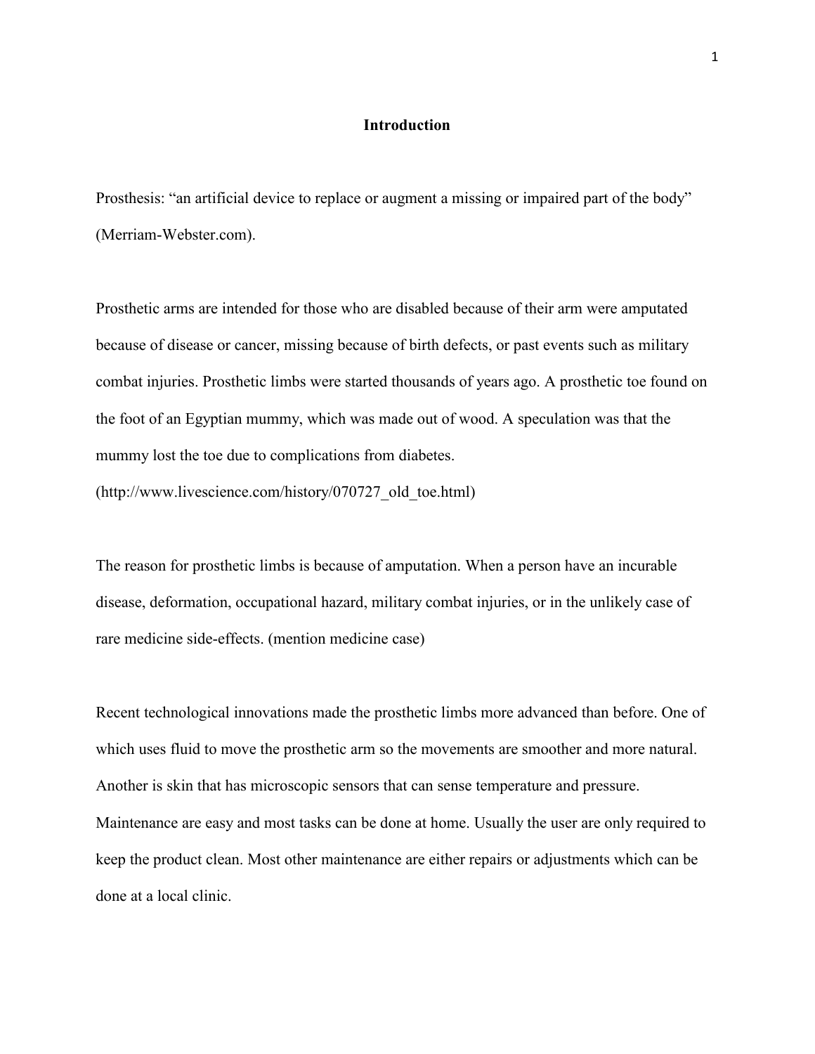# Introduction

Prosthesis: "an artificial device to replace or augment a missing or impaired part of the body" (Merriam-Webster.com).

Prosthetic arms are intended for those who are disabled because of their arm were amputated because of disease or cancer, missing because of birth defects, or past events such as military combat injuries. Prosthetic limbs were started thousands of years ago. A prosthetic toe found on the foot of an Egyptian mummy, which was made out of wood. A speculation was that the mummy lost the toe due to complications from diabetes. (http://www.livescience.com/history/070727_old_toe.html)

The reason for prosthetic limbs is because of amputation. When a person have an incurable disease, deformation, occupational hazard, military combat injuries, or in the unlikely case of rare medicine side-effects. (mention medicine case)

Recent technological innovations made the prosthetic limbs more advanced than before. One of which uses fluid to move the prosthetic arm so the movements are smoother and more natural. Another is skin that has microscopic sensors that can sense temperature and pressure. Maintenance are easy and most tasks can be done at home. Usually the user are only required to keep the product clean. Most other maintenance are either repairs or adjustments which can be done at a local clinic.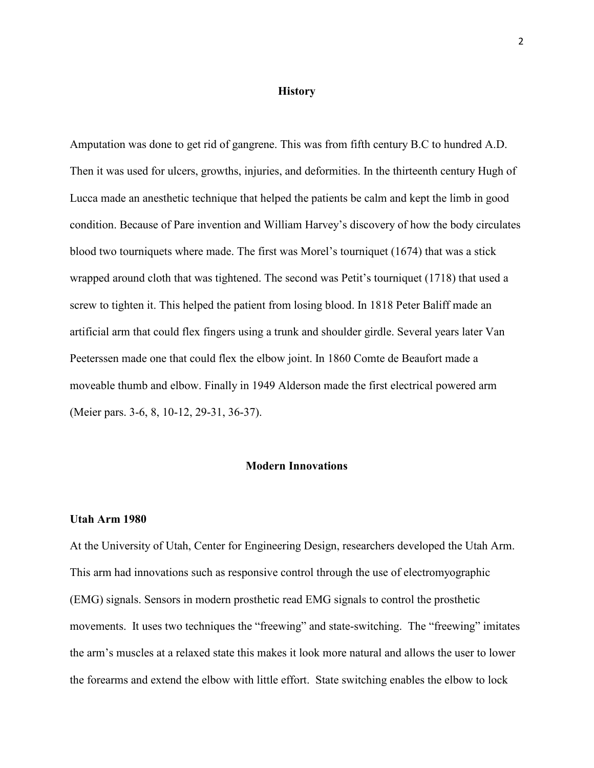## History

Amputation was done to get rid of gangrene. This was from fifth century B.C to hundred A.D. Then it was used for ulcers, growths, injuries, and deformities. In the thirteenth century Hugh of Lucca made an anesthetic technique that helped the patients be calm and kept the limb in good condition. Because of Pare invention and William Harvey's discovery of how the body circulates blood two tourniquets where made. The first was Morel's tourniquet (1674) that was a stick wrapped around cloth that was tightened. The second was Petit's tourniquet (1718) that used a screw to tighten it. This helped the patient from losing blood. In 1818 Peter Baliff made an artificial arm that could flex fingers using a trunk and shoulder girdle. Several years later Van Peeterssen made one that could flex the elbow joint. In 1860 Comte de Beaufort made a moveable thumb and elbow. Finally in 1949 Alderson made the first electrical powered arm (Meier pars. 3-6, 8, 10-12, 29-31, 36-37).

## Modern Innovations

### Utah Arm 1980

At the University of Utah, Center for Engineering Design, researchers developed the Utah Arm. This arm had innovations such as responsive control through the use of electromyographic (EMG) signals. Sensors in modern prosthetic read EMG signals to control the prosthetic movements. It uses two techniques the "freewing" and state-switching. The "freewing" imitates the arm's muscles at a relaxed state this makes it look more natural and allows the user to lower the forearms and extend the elbow with little effort. State switching enables the elbow to lock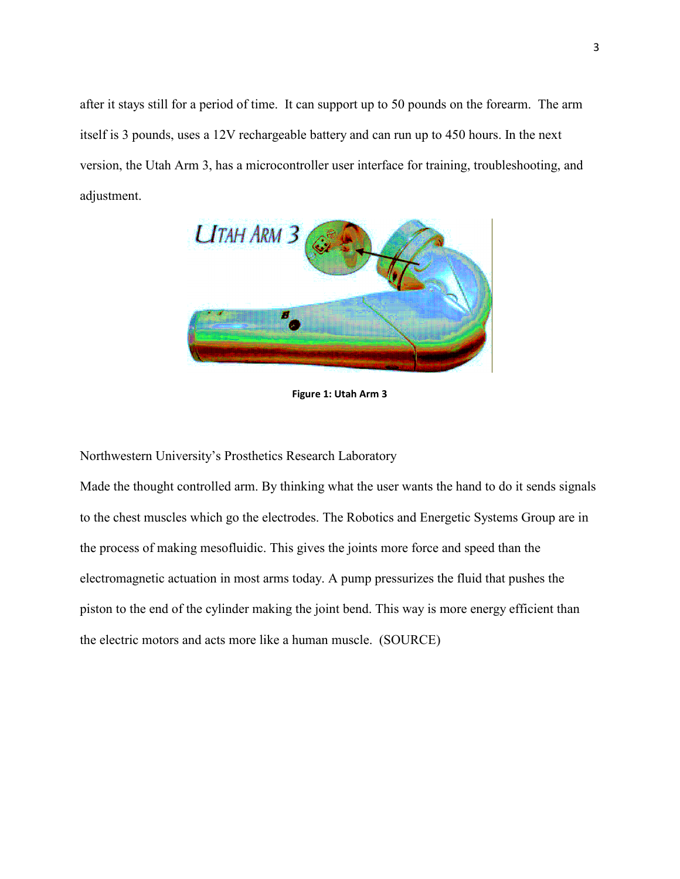after it stays still for a period of time. It can support up to 50 pounds on the forearm. The arm itself is 3 pounds, uses a 12V rechargeable battery and can run up to 450 hours. In the next version, the Utah Arm 3, has a microcontroller user interface for training, troubleshooting, and adjustment.

**Figure 1: Utah Arm 3**

Northwestern University's Prosthetics Research Laboratory

Made the thought controlled arm. By thinking what the user wants the hand to do it sends signals to the chest muscles which go the electrodes. The Robotics and Energetic Systems Group are in the process of making mesofluidic. This gives the joints more force and speed than the electromagnetic actuation in most arms today. A pump pressurizes the fluid that pushes the piston to the end of the cylinder making the joint bend. This way is more energy efficient than the electric motors and acts more like a human muscle. (SOURCE)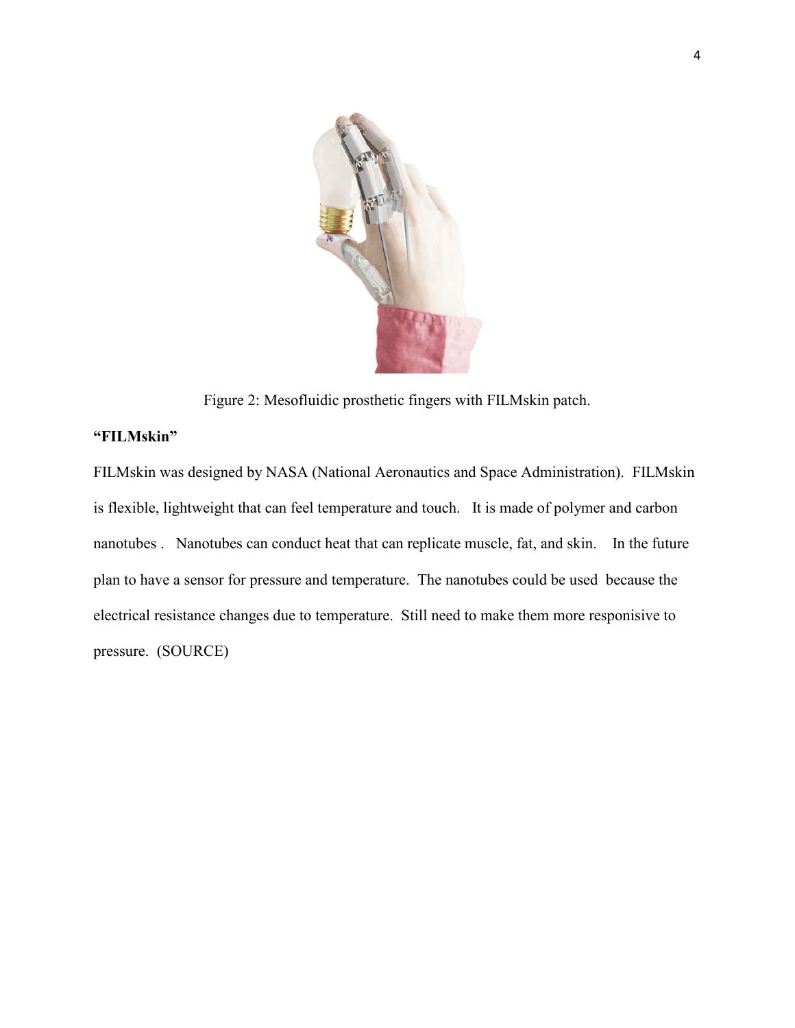Figure 2: Mesofluidic prosthetic fingers with FILMskin patch.

**“FILMskin”**

FILMskin was designed by NASA (National Aeronautics and Space Administration). FILMskin is flexible, lightweight that can feel temperature and touch. It is made of polymer and carbon nanotubes . Nanotubes can conduct heat that can replicate muscle, fat, and skin. In the future plan to have a sensor for pressure and temperature. The nanotubes could be used because the electrical resistance changes due to temperature. Still need to make them more responisive to pressure. (SOURCE)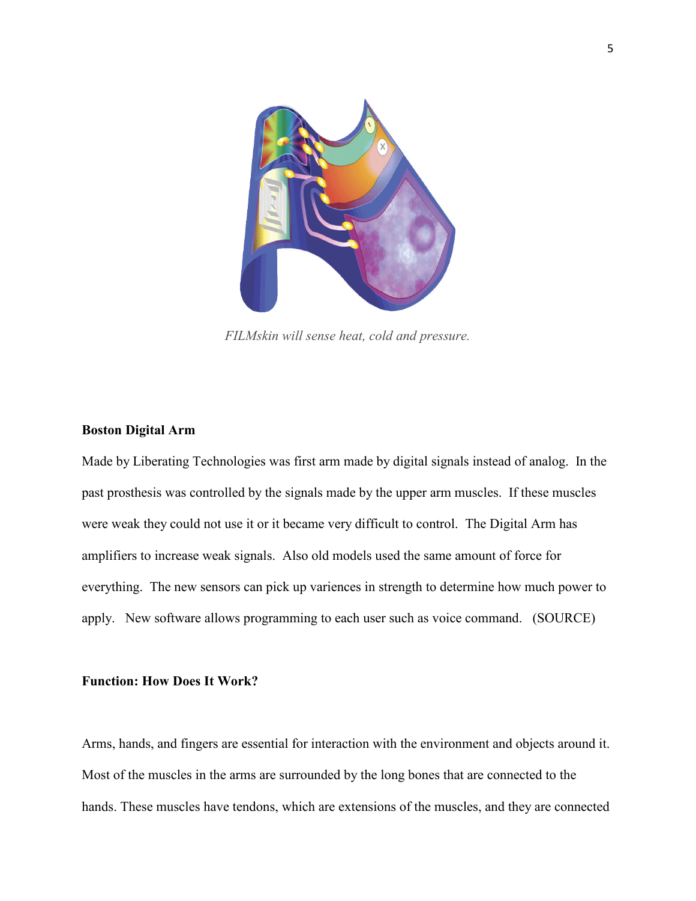*FILMskin will sense heat, cold and pressure.*

**Boston Digital Arm**

Made by Liberating Technologies was first arm made by digital signals instead of analog. In the past prosthesis was controlled by the signals made by the upper arm muscles. If these muscles were weak they could not use it or it became very difficult to control. The Digital Arm has amplifiers to increase weak signals. Also old models used the same amount of force for everything. The new sensors can pick up variences in strength to determine how much power to apply. New software allows programming to each user such as voice command. (SOURCE)

**Function: How Does It Work?**

Arms, hands, and fingers are essential for interaction with the environment and objects around it. Most of the muscles in the arms are surrounded by the long bones that are connected to the hands. These muscles have tendons, which are extensions of the muscles, and they are connected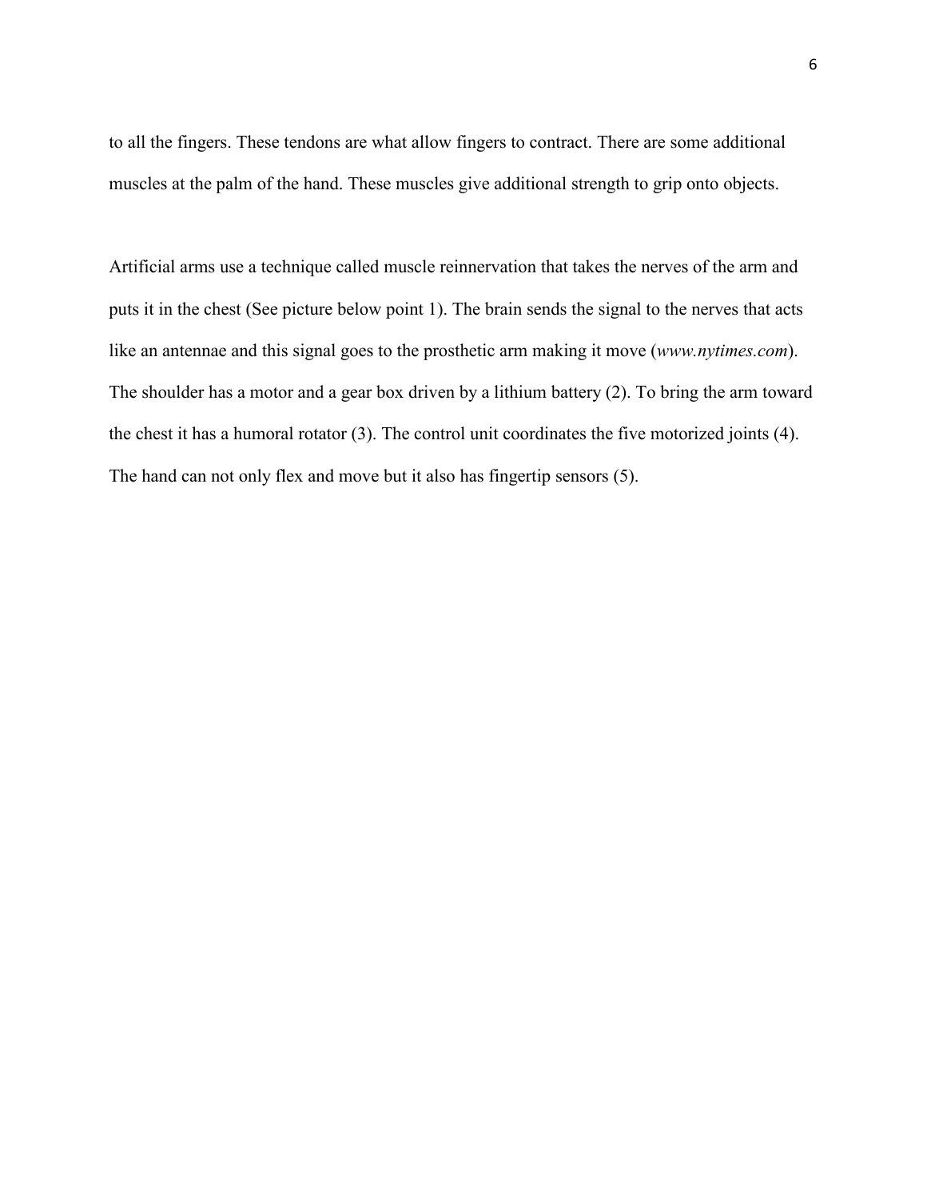to all the fingers. These tendons are what allow fingers to contract. There are some additional muscles at the palm of the hand. These muscles give additional strength to grip onto objects.

Artificial arms use a technique called muscle reinnervation that takes the nerves of the arm and puts it in the chest (See picture below point 1). The brain sends the signal to the nerves that acts like an antennae and this signal goes to the prosthetic arm making it move (*www.nytimes.com*). The shoulder has a motor and a gear box driven by a lithium battery (2). To bring the arm toward the chest it has a humoral rotator (3). The control unit coordinates the five motorized joints (4). The hand can not only flex and move but it also has fingertip sensors (5).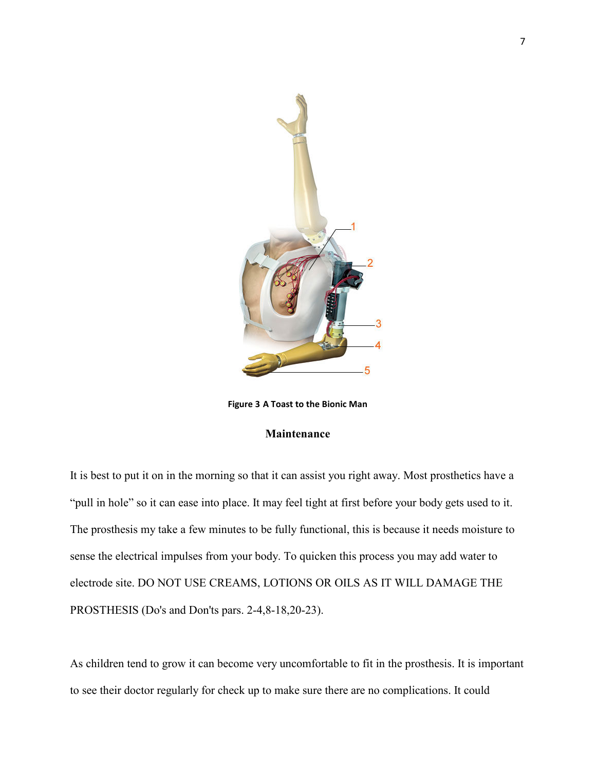Figure 3 A Toast to the Bionic Man

## Maintenance

It is best to put it on in the morning so that it can assist you right away. Most prosthetics have a "pull in hole" so it can ease into place. It may feel tight at first before your body gets used to it. The prosthesis my take a few minutes to be fully functional, this is because it needs moisture to sense the electrical impulses from your body. To quicken this process you may add water to electrode site. DO NOT USE CREAMS, LOTIONS OR OILS AS IT WILL DAMAGE THE PROSTHESIS (Do's and Don'ts pars. 2-4,8-18,20-23).

As children tend to grow it can become very uncomfortable to fit in the prosthesis. It is important to see their doctor regularly for check up to make sure there are no complications. It could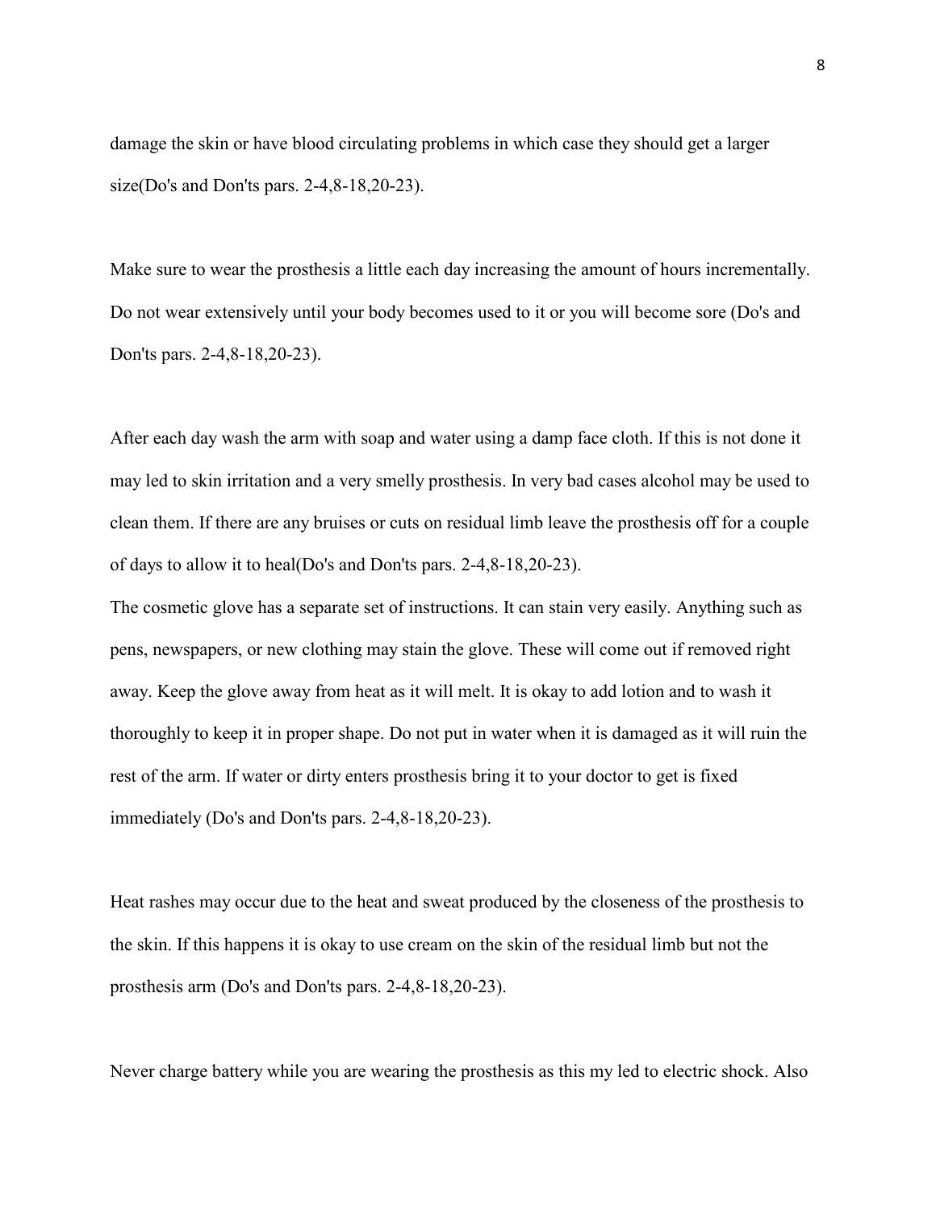damage the skin or have blood circulating problems in which case they should get a larger size(Do's and Don'ts pars. 2-4,8-18,20-23).

Make sure to wear the prosthesis a little each day increasing the amount of hours incrementally. Do not wear extensively until your body becomes used to it or you will become sore (Do's and Don'ts pars. 2-4,8-18,20-23).

After each day wash the arm with soap and water using a damp face cloth. If this is not done it may led to skin irritation and a very smelly prosthesis. In very bad cases alcohol may be used to clean them. If there are any bruises or cuts on residual limb leave the prosthesis off for a couple of days to allow it to heal(Do's and Don'ts pars. 2-4,8-18,20-23).

The cosmetic glove has a separate set of instructions. It can stain very easily. Anything such as pens, newspapers, or new clothing may stain the glove. These will come out if removed right away. Keep the glove away from heat as it will melt. It is okay to add lotion and to wash it thoroughly to keep it in proper shape. Do not put in water when it is damaged as it will ruin the rest of the arm. If water or dirty enters prosthesis bring it to your doctor to get is fixed immediately (Do's and Don'ts pars. 2-4,8-18,20-23).

Heat rashes may occur due to the heat and sweat produced by the closeness of the prosthesis to the skin. If this happens it is okay to use cream on the skin of the residual limb but not the prosthesis arm (Do's and Don'ts pars. 2-4,8-18,20-23).

Never charge battery while you are wearing the prosthesis as this my led to electric shock. Also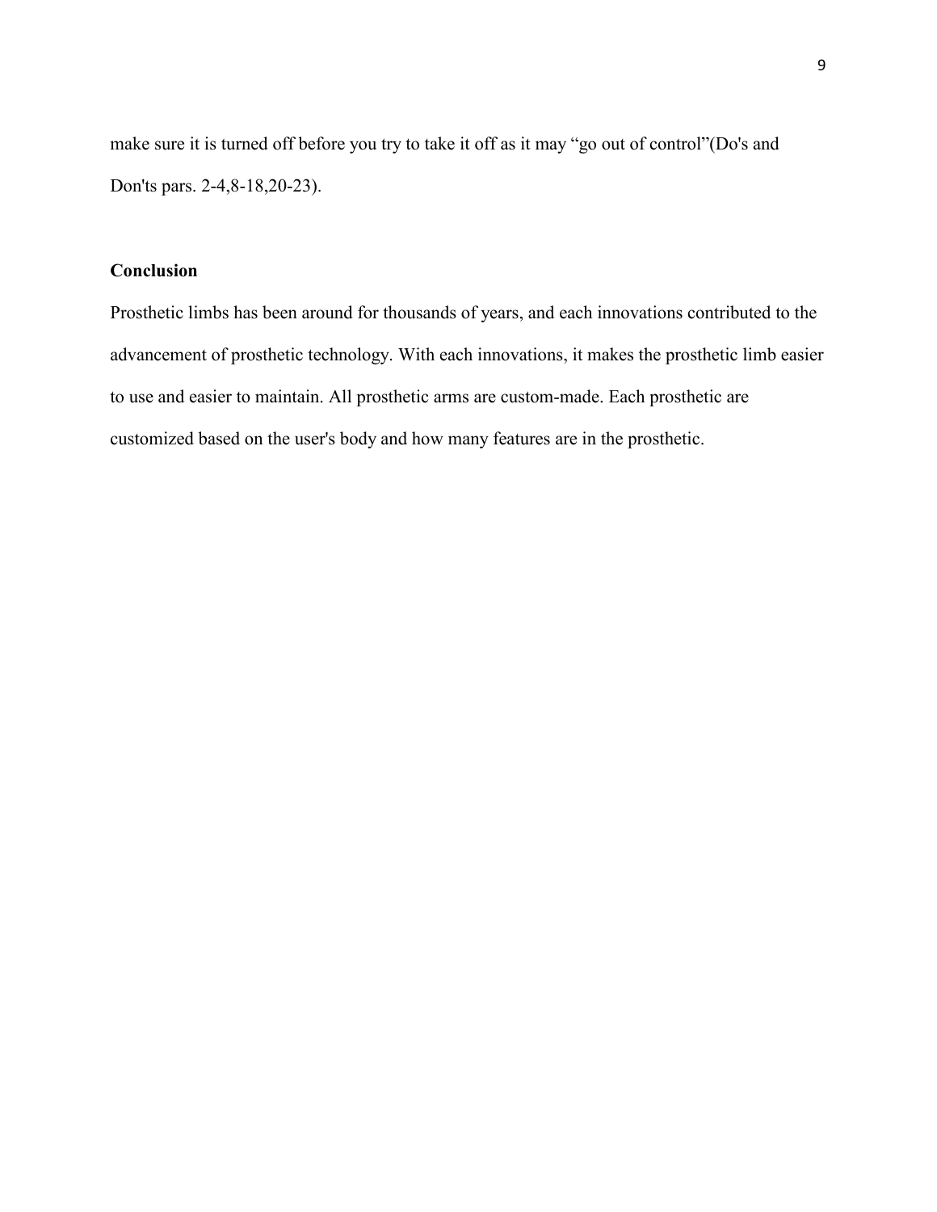make sure it is turned off before you try to take it off as it may “go out of control”(Do's and Don'ts pars. 2-4,8-18,20-23).

## Conclusion

Prosthetic limbs has been around for thousands of years, and each innovations contributed to the advancement of prosthetic technology. With each innovations, it makes the prosthetic limb easier to use and easier to maintain. All prosthetic arms are custom-made. Each prosthetic are customized based on the user's body and how many features are in the prosthetic.